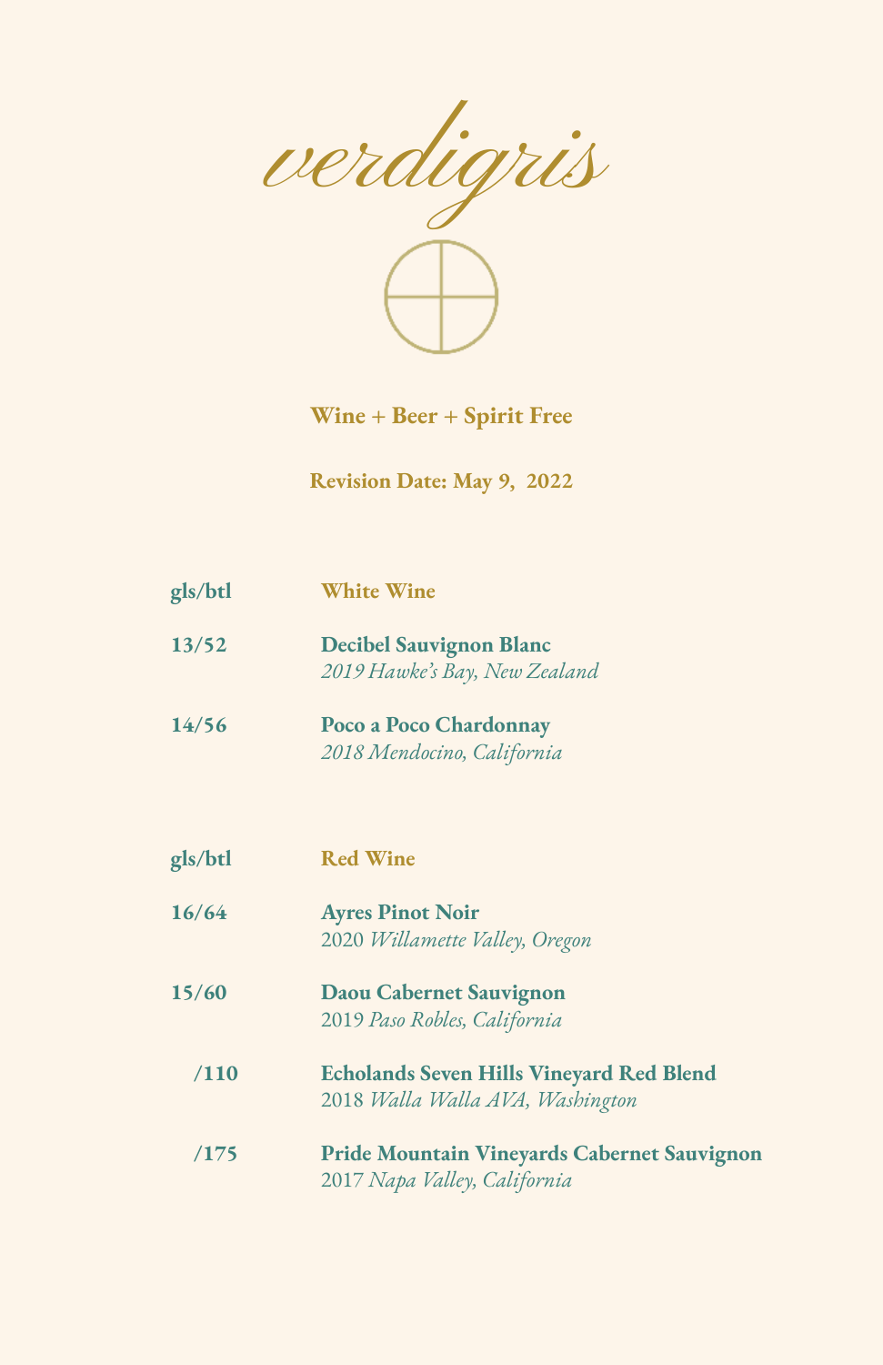# verdigris

**Wine + Beer + Spirit Free**

**Revision Date: May 9, 2022**

| gls/btl | White Wine |
|---|---|
| **13/52** | **Decibel Sauvignon Blanc**<br>*2019 Hawke's Bay, New Zealand* |
| **14/56** | **Poco a Poco Chardonnay**<br>*2018 Mendocino, California* |

| gls/btl | Red Wine |
|---|---|
| **16/64** | **Ayres Pinot Noir**<br>2020 *Willamette Valley, Oregon* |
| **15/60** | **Daou Cabernet Sauvignon**<br>2019 *Paso Robles, California* |
| **/110** | **Echolands Seven Hills Vineyard Red Blend**<br>2018 *Walla Walla AVA, Washington* |
| **/175** | **Pride Mountain Vineyards Cabernet Sauvignon**<br>2017 *Napa Valley, California* |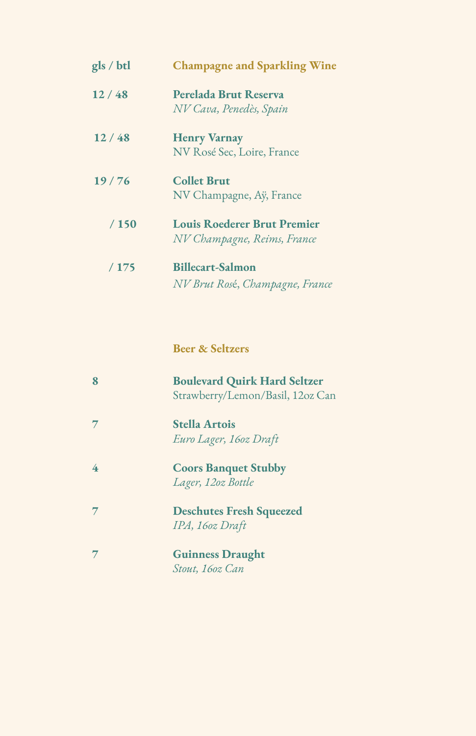## Champagne and Sparkling Wine

gls / btl

**12 / 48** — **Perelada Brut Reserva**
*NV Cava, Penedès, Spain*

**12 / 48** — **Henry Varnay**
NV Rosé Sec, Loire, France

**19 / 76** — **Collet Brut**
NV Champagne, Aÿ, France

**/ 150** — **Louis Roederer Brut Premier**
*NV Champagne, Reims, France*

**/ 175** — **Billecart-Salmon**
*NV Brut Rosé, Champagne, France*

## Beer & Seltzers

**8** — **Boulevard Quirk Hard Seltzer**
Strawberry/Lemon/Basil, 12oz Can

**7** — **Stella Artois**
*Euro Lager, 16oz Draft*

**4** — **Coors Banquet Stubby**
*Lager, 12oz Bottle*

**7** — **Deschutes Fresh Squeezed**
*IPA, 16oz Draft*

**7** — **Guinness Draught**
*Stout, 16oz Can*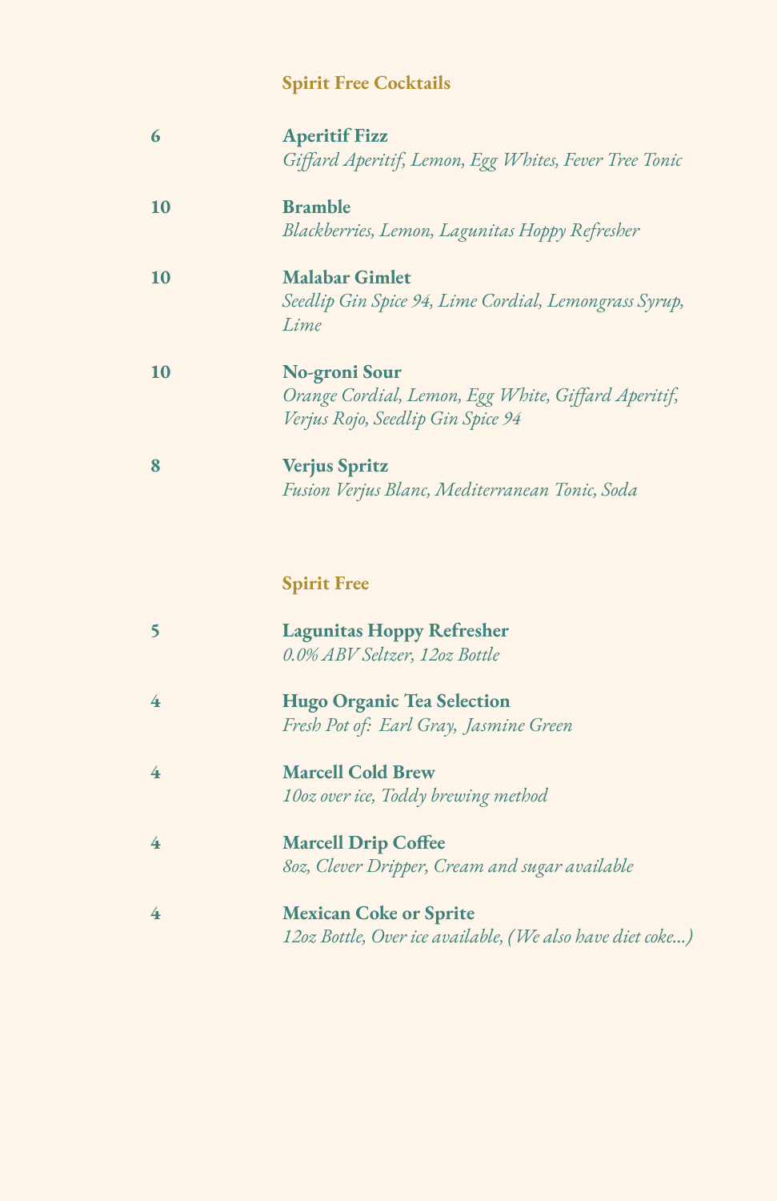## Spirit Free Cocktails

**6** — **Aperitif Fizz**
*Giffard Aperitif, Lemon, Egg Whites, Fever Tree Tonic*

**10** — **Bramble**
*Blackberries, Lemon, Lagunitas Hoppy Refresher*

**10** — **Malabar Gimlet**
*Seedlip Gin Spice 94, Lime Cordial, Lemongrass Syrup, Lime*

**10** — **No-groni Sour**
*Orange Cordial, Lemon, Egg White, Giffard Aperitif, Verjus Rojo, Seedlip Gin Spice 94*

**8** — **Verjus Spritz**
*Fusion Verjus Blanc, Mediterranean Tonic, Soda*

## Spirit Free

**5** — **Lagunitas Hoppy Refresher**
*0.0% ABV Seltzer, 12oz Bottle*

**4** — **Hugo Organic Tea Selection**
*Fresh Pot of: Earl Gray, Jasmine Green*

**4** — **Marcell Cold Brew**
*10oz over ice, Toddy brewing method*

**4** — **Marcell Drip Coffee**
*8oz, Clever Dripper, Cream and sugar available*

**4** — **Mexican Coke or Sprite**
*12oz Bottle, Over ice available, (We also have diet coke...)*